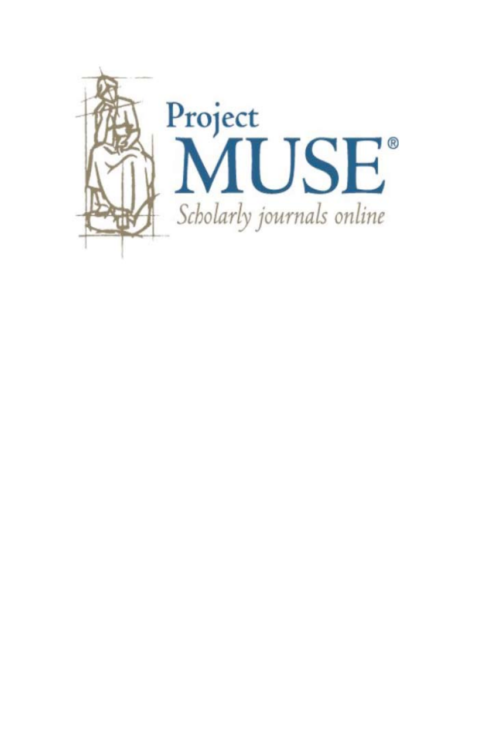Project
MUSE®
*Scholarly journals online*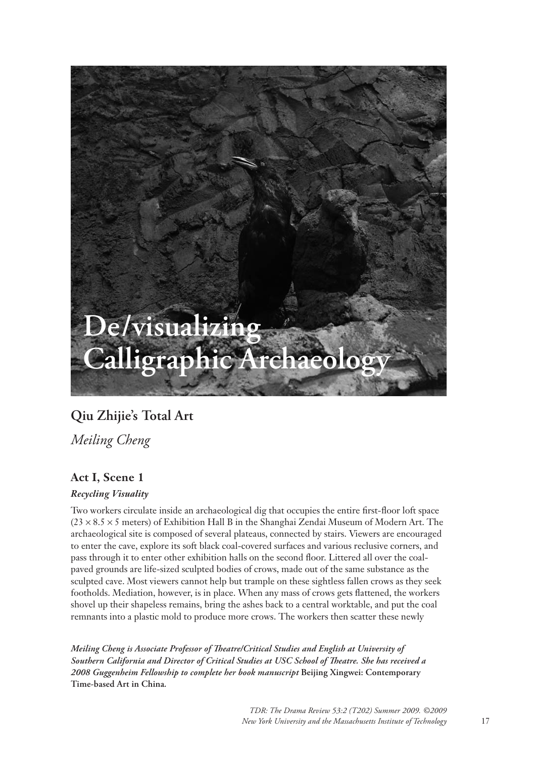# De/visualizing Calligraphic Archaeology

## Qiu Zhijie's Total Art

*Meiling Cheng*

### Act I, Scene 1

#### *Recycling Visuality*

Two workers circulate inside an archaeological dig that occupies the entire first-floor loft space ($23 \times 8.5 \times 5$ meters) of Exhibition Hall B in the Shanghai Zendai Museum of Modern Art. The archaeological site is composed of several plateaus, connected by stairs. Viewers are encouraged to enter the cave, explore its soft black coal-covered surfaces and various reclusive corners, and pass through it to enter other exhibition halls on the second floor. Littered all over the coal-paved grounds are life-sized sculpted bodies of crows, made out of the same substance as the sculpted cave. Most viewers cannot help but trample on these sightless fallen crows as they seek footholds. Mediation, however, is in place. When any mass of crows gets flattened, the workers shovel up their shapeless remains, bring the ashes back to a central worktable, and put the coal remnants into a plastic mold to produce more crows. The workers then scatter these newly

***Meiling Cheng is Associate Professor of Theatre/Critical Studies and English at University of Southern California and Director of Critical Studies at USC School of Theatre. She has received a 2008 Guggenheim Fellowship to complete her book manuscript* Beijing Xingwei: Contemporary Time-based Art in China.**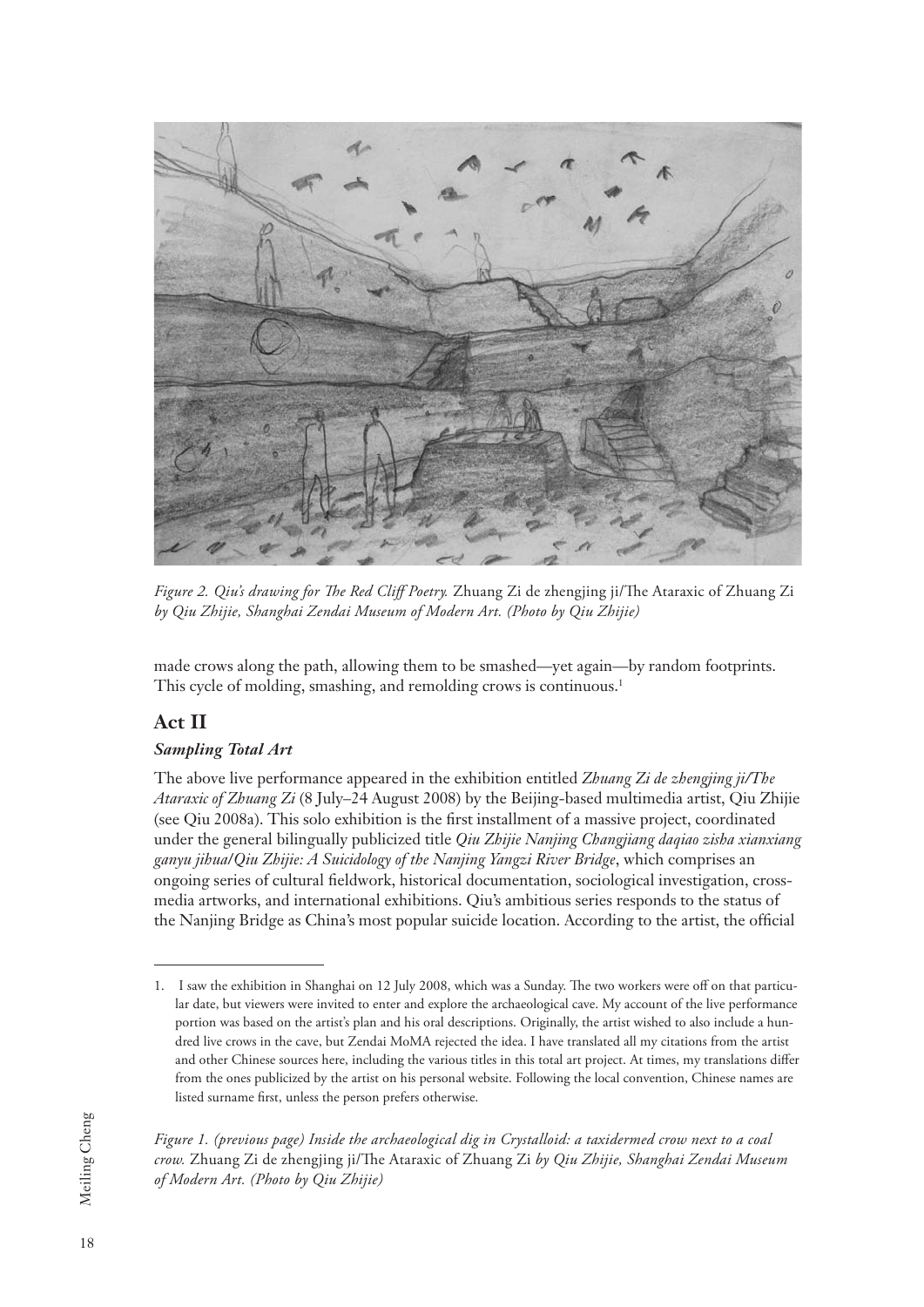*Figure 2. Qiu's drawing for The Red Cliff Poetry.* Zhuang Zi de zhengjing ji/The Ataraxic of Zhuang Zi *by Qiu Zhijie, Shanghai Zendai Museum of Modern Art. (Photo by Qiu Zhijie)*

made crows along the path, allowing them to be smashed—yet again—by random footprints. This cycle of molding, smashing, and remolding crows is continuous.[1]

## Act II

### *Sampling Total Art*

The above live performance appeared in the exhibition entitled *Zhuang Zi de zhengjing ji/The Ataraxic of Zhuang Zi* (8 July–24 August 2008) by the Beijing-based multimedia artist, Qiu Zhijie (see Qiu 2008a). This solo exhibition is the first installment of a massive project, coordinated under the general bilingually publicized title *Qiu Zhijie Nanjing Changjiang daqiao zisha xianxiang ganyu jihua/Qiu Zhijie: A Suicidology of the Nanjing Yangzi River Bridge*, which comprises an ongoing series of cultural fieldwork, historical documentation, sociological investigation, cross-media artworks, and international exhibitions. Qiu's ambitious series responds to the status of the Nanjing Bridge as China's most popular suicide location. According to the artist, the official

1. I saw the exhibition in Shanghai on 12 July 2008, which was a Sunday. The two workers were off on that particular date, but viewers were invited to enter and explore the archaeological cave. My account of the live performance portion was based on the artist's plan and his oral descriptions. Originally, the artist wished to also include a hundred live crows in the cave, but Zendai MoMA rejected the idea. I have translated all my citations from the artist and other Chinese sources here, including the various titles in this total art project. At times, my translations differ from the ones publicized by the artist on his personal website. Following the local convention, Chinese names are listed surname first, unless the person prefers otherwise.

*Figure 1. (previous page) Inside the archaeological dig in Crystalloid: a taxidermed crow next to a coal crow.* Zhuang Zi de zhengjing ji/The Ataraxic of Zhuang Zi *by Qiu Zhijie, Shanghai Zendai Museum of Modern Art. (Photo by Qiu Zhijie)*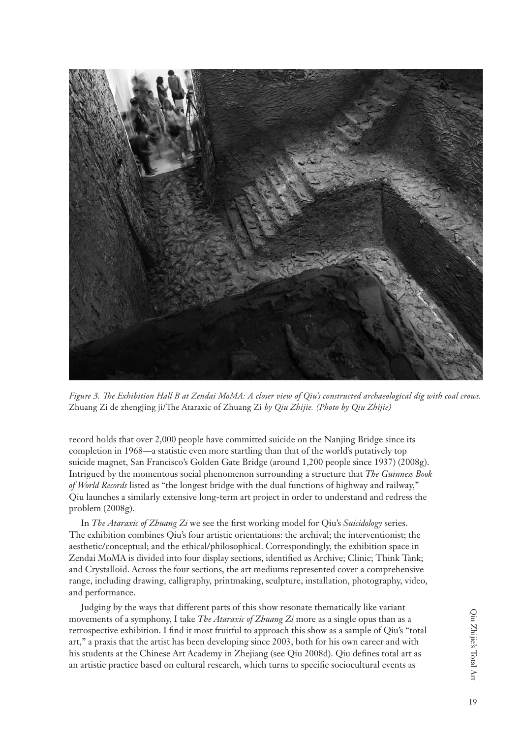*Figure 3. The Exhibition Hall B at Zendai MoMA: A closer view of Qiu's constructed archaeological dig with coal crows.* Zhuang Zi de zhengjing ji/The Ataraxic of Zhuang Zi *by Qiu Zhijie. (Photo by Qiu Zhijie)*

record holds that over 2,000 people have committed suicide on the Nanjing Bridge since its completion in 1968—a statistic even more startling than that of the world's putatively top suicide magnet, San Francisco's Golden Gate Bridge (around 1,200 people since 1937) (2008g). Intrigued by the momentous social phenomenon surrounding a structure that *The Guinness Book of World Records* listed as "the longest bridge with the dual functions of highway and railway," Qiu launches a similarly extensive long-term art project in order to understand and redress the problem (2008g).

In *The Ataraxic of Zhuang Zi* we see the first working model for Qiu's *Suicidology* series. The exhibition combines Qiu's four artistic orientations: the archival; the interventionist; the aesthetic/conceptual; and the ethical/philosophical. Correspondingly, the exhibition space in Zendai MoMA is divided into four display sections, identified as Archive; Clinic; Think Tank; and Crystalloid. Across the four sections, the art mediums represented cover a comprehensive range, including drawing, calligraphy, printmaking, sculpture, installation, photography, video, and performance.

Judging by the ways that different parts of this show resonate thematically like variant movements of a symphony, I take *The Ataraxic of Zhuang Zi* more as a single opus than as a retrospective exhibition. I find it most fruitful to approach this show as a sample of Qiu's "total art," a praxis that the artist has been developing since 2003, both for his own career and with his students at the Chinese Art Academy in Zhejiang (see Qiu 2008d). Qiu defines total art as an artistic practice based on cultural research, which turns to specific sociocultural events as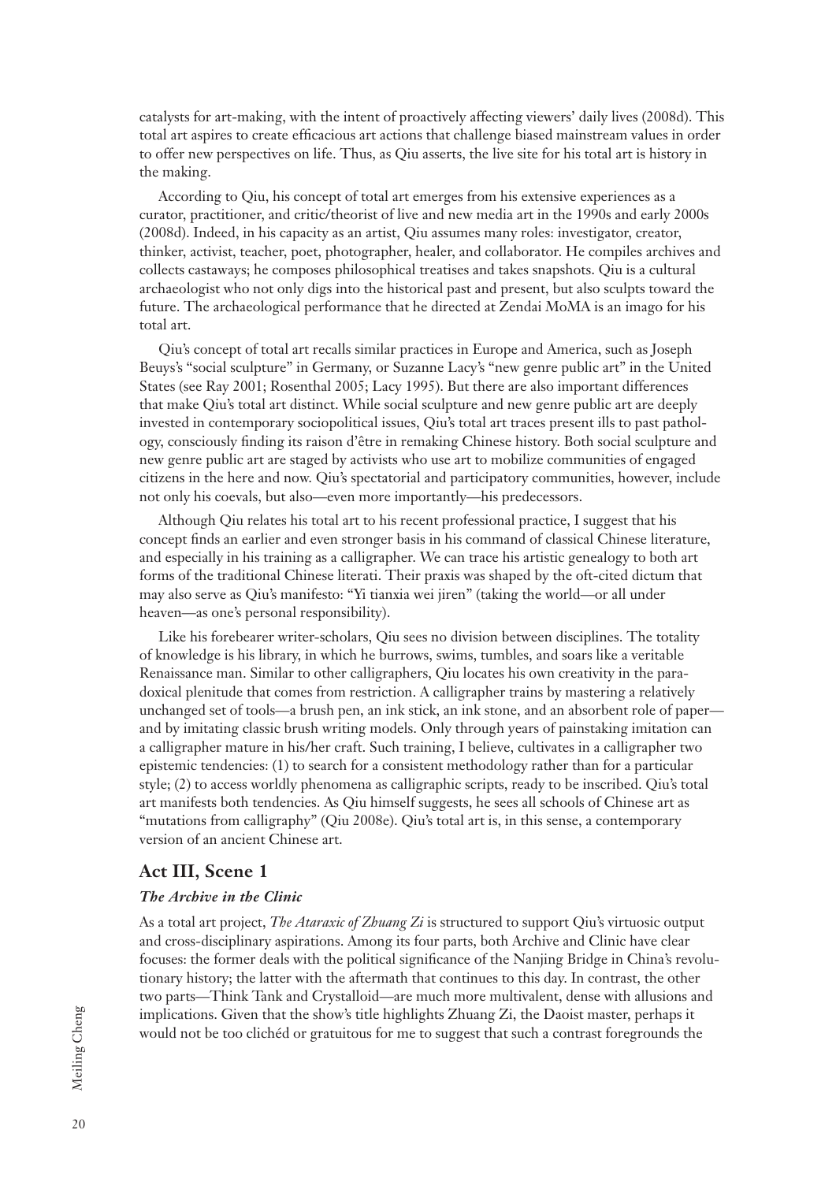catalysts for art-making, with the intent of proactively affecting viewers' daily lives (2008d). This total art aspires to create efficacious art actions that challenge biased mainstream values in order to offer new perspectives on life. Thus, as Qiu asserts, the live site for his total art is history in the making.

According to Qiu, his concept of total art emerges from his extensive experiences as a curator, practitioner, and critic/theorist of live and new media art in the 1990s and early 2000s (2008d). Indeed, in his capacity as an artist, Qiu assumes many roles: investigator, creator, thinker, activist, teacher, poet, photographer, healer, and collaborator. He compiles archives and collects castaways; he composes philosophical treatises and takes snapshots. Qiu is a cultural archaeologist who not only digs into the historical past and present, but also sculpts toward the future. The archaeological performance that he directed at Zendai MoMA is an imago for his total art.

Qiu's concept of total art recalls similar practices in Europe and America, such as Joseph Beuys's "social sculpture" in Germany, or Suzanne Lacy's "new genre public art" in the United States (see Ray 2001; Rosenthal 2005; Lacy 1995). But there are also important differences that make Qiu's total art distinct. While social sculpture and new genre public art are deeply invested in contemporary sociopolitical issues, Qiu's total art traces present ills to past pathology, consciously finding its raison d'être in remaking Chinese history. Both social sculpture and new genre public art are staged by activists who use art to mobilize communities of engaged citizens in the here and now. Qiu's spectatorial and participatory communities, however, include not only his coevals, but also—even more importantly—his predecessors.

Although Qiu relates his total art to his recent professional practice, I suggest that his concept finds an earlier and even stronger basis in his command of classical Chinese literature, and especially in his training as a calligrapher. We can trace his artistic genealogy to both art forms of the traditional Chinese literati. Their praxis was shaped by the oft-cited dictum that may also serve as Qiu's manifesto: "Yi tianxia wei jiren" (taking the world—or all under heaven—as one's personal responsibility).

Like his forebearer writer-scholars, Qiu sees no division between disciplines. The totality of knowledge is his library, in which he burrows, swims, tumbles, and soars like a veritable Renaissance man. Similar to other calligraphers, Qiu locates his own creativity in the paradoxical plenitude that comes from restriction. A calligrapher trains by mastering a relatively unchanged set of tools—a brush pen, an ink stick, an ink stone, and an absorbent role of paper—and by imitating classic brush writing models. Only through years of painstaking imitation can a calligrapher mature in his/her craft. Such training, I believe, cultivates in a calligrapher two epistemic tendencies: (1) to search for a consistent methodology rather than for a particular style; (2) to access worldly phenomena as calligraphic scripts, ready to be inscribed. Qiu's total art manifests both tendencies. As Qiu himself suggests, he sees all schools of Chinese art as "mutations from calligraphy" (Qiu 2008e). Qiu's total art is, in this sense, a contemporary version of an ancient Chinese art.

## Act III, Scene 1

### *The Archive in the Clinic*

As a total art project, *The Ataraxic of Zhuang Zi* is structured to support Qiu's virtuosic output and cross-disciplinary aspirations. Among its four parts, both Archive and Clinic have clear focuses: the former deals with the political significance of the Nanjing Bridge in China's revolutionary history; the latter with the aftermath that continues to this day. In contrast, the other two parts—Think Tank and Crystalloid—are much more multivalent, dense with allusions and implications. Given that the show's title highlights Zhuang Zi, the Daoist master, perhaps it would not be too clichéd or gratuitous for me to suggest that such a contrast foregrounds the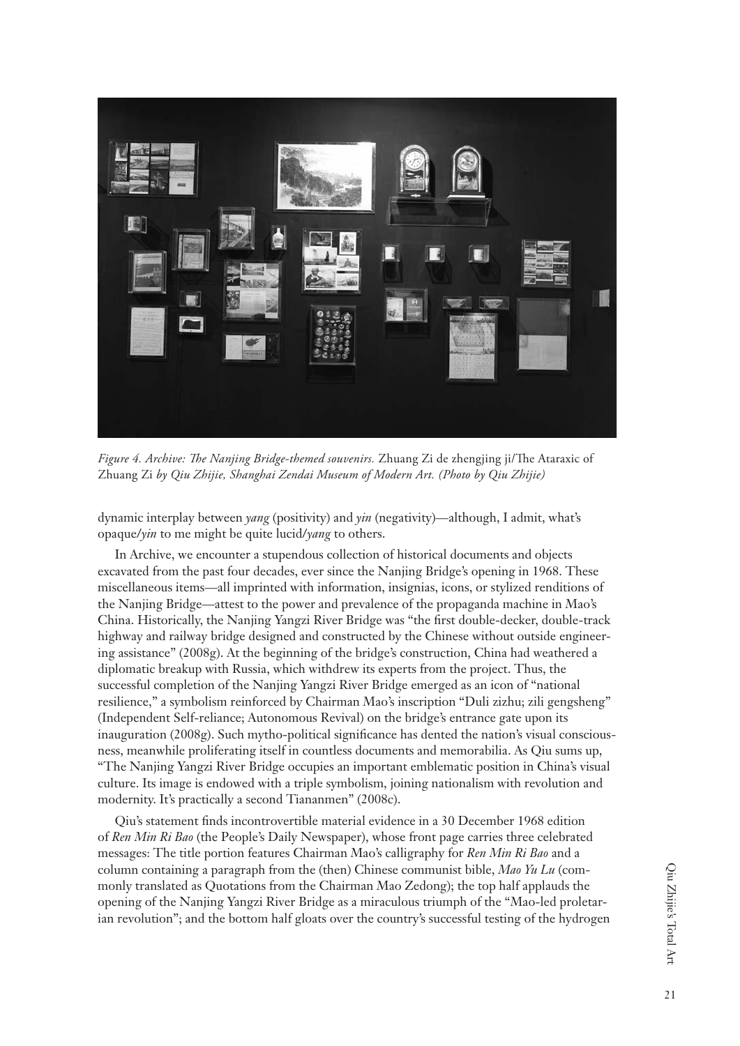*Figure 4. Archive: The Nanjing Bridge-themed souvenirs.* Zhuang Zi de zhengjing ji/The Ataraxic of Zhuang Zi *by Qiu Zhijie, Shanghai Zendai Museum of Modern Art. (Photo by Qiu Zhijie)*

dynamic interplay between *yang* (positivity) and *yin* (negativity)—although, I admit, what's opaque/*yin* to me might be quite lucid/*yang* to others.

In Archive, we encounter a stupendous collection of historical documents and objects excavated from the past four decades, ever since the Nanjing Bridge's opening in 1968. These miscellaneous items—all imprinted with information, insignias, icons, or stylized renditions of the Nanjing Bridge—attest to the power and prevalence of the propaganda machine in Mao's China. Historically, the Nanjing Yangzi River Bridge was "the first double-decker, double-track highway and railway bridge designed and constructed by the Chinese without outside engineering assistance" (2008g). At the beginning of the bridge's construction, China had weathered a diplomatic breakup with Russia, which withdrew its experts from the project. Thus, the successful completion of the Nanjing Yangzi River Bridge emerged as an icon of "national resilience," a symbolism reinforced by Chairman Mao's inscription "Duli zizhu; zili gengsheng" (Independent Self-reliance; Autonomous Revival) on the bridge's entrance gate upon its inauguration (2008g). Such mytho-political significance has dented the nation's visual consciousness, meanwhile proliferating itself in countless documents and memorabilia. As Qiu sums up, "The Nanjing Yangzi River Bridge occupies an important emblematic position in China's visual culture. Its image is endowed with a triple symbolism, joining nationalism with revolution and modernity. It's practically a second Tiananmen" (2008c).

Qiu's statement finds incontrovertible material evidence in a 30 December 1968 edition of *Ren Min Ri Bao* (the People's Daily Newspaper), whose front page carries three celebrated messages: The title portion features Chairman Mao's calligraphy for *Ren Min Ri Bao* and a column containing a paragraph from the (then) Chinese communist bible, *Mao Yu Lu* (commonly translated as Quotations from the Chairman Mao Zedong); the top half applauds the opening of the Nanjing Yangzi River Bridge as a miraculous triumph of the "Mao-led proletarian revolution"; and the bottom half gloats over the country's successful testing of the hydrogen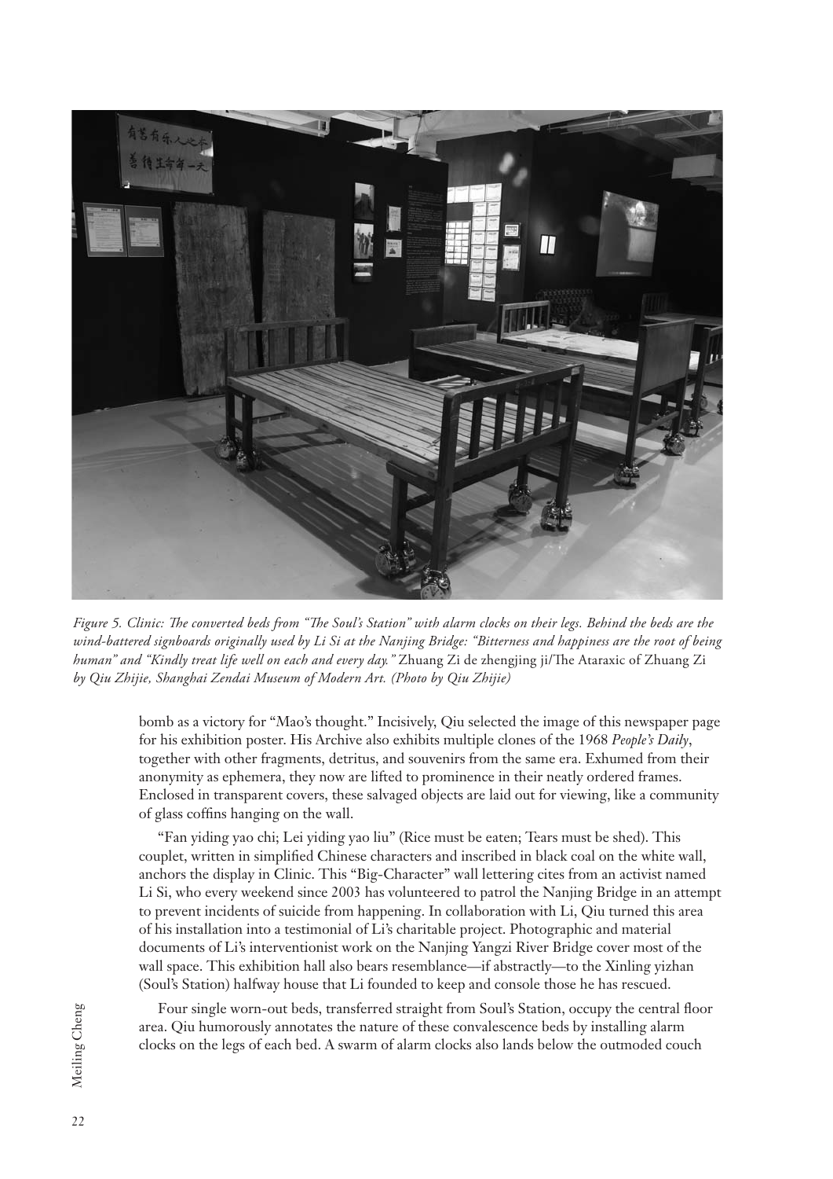*Figure 5. Clinic: The converted beds from "The Soul's Station" with alarm clocks on their legs. Behind the beds are the wind-battered signboards originally used by Li Si at the Nanjing Bridge: "Bitterness and happiness are the root of being human" and "Kindly treat life well on each and every day."* Zhuang Zi de zhengjing ji/The Ataraxic of Zhuang Zi *by Qiu Zhijie, Shanghai Zendai Museum of Modern Art. (Photo by Qiu Zhijie)*

bomb as a victory for "Mao's thought." Incisively, Qiu selected the image of this newspaper page for his exhibition poster. His Archive also exhibits multiple clones of the 1968 *People's Daily*, together with other fragments, detritus, and souvenirs from the same era. Exhumed from their anonymity as ephemera, they now are lifted to prominence in their neatly ordered frames. Enclosed in transparent covers, these salvaged objects are laid out for viewing, like a community of glass coffins hanging on the wall.

"Fan yiding yao chi; Lei yiding yao liu" (Rice must be eaten; Tears must be shed). This couplet, written in simplified Chinese characters and inscribed in black coal on the white wall, anchors the display in Clinic. This "Big-Character" wall lettering cites from an activist named Li Si, who every weekend since 2003 has volunteered to patrol the Nanjing Bridge in an attempt to prevent incidents of suicide from happening. In collaboration with Li, Qiu turned this area of his installation into a testimonial of Li's charitable project. Photographic and material documents of Li's interventionist work on the Nanjing Yangzi River Bridge cover most of the wall space. This exhibition hall also bears resemblance—if abstractly—to the Xinling yizhan (Soul's Station) halfway house that Li founded to keep and console those he has rescued.

Four single worn-out beds, transferred straight from Soul's Station, occupy the central floor area. Qiu humorously annotates the nature of these convalescence beds by installing alarm clocks on the legs of each bed. A swarm of alarm clocks also lands below the outmoded couch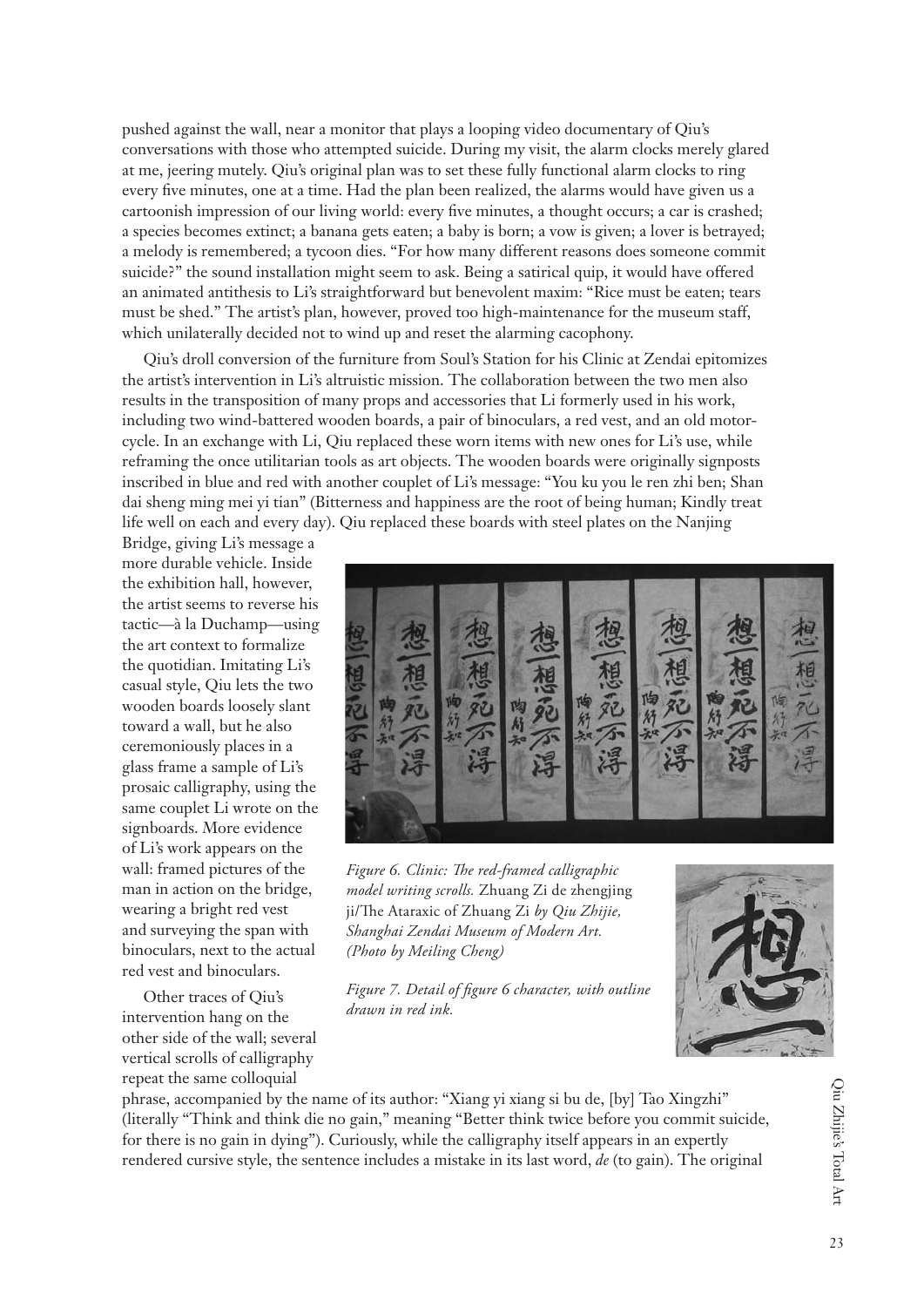pushed against the wall, near a monitor that plays a looping video documentary of Qiu's conversations with those who attempted suicide. During my visit, the alarm clocks merely glared at me, jeering mutely. Qiu's original plan was to set these fully functional alarm clocks to ring every five minutes, one at a time. Had the plan been realized, the alarms would have given us a cartoonish impression of our living world: every five minutes, a thought occurs; a car is crashed; a species becomes extinct; a banana gets eaten; a baby is born; a vow is given; a lover is betrayed; a melody is remembered; a tycoon dies. "For how many different reasons does someone commit suicide?" the sound installation might seem to ask. Being a satirical quip, it would have offered an animated antithesis to Li's straightforward but benevolent maxim: "Rice must be eaten; tears must be shed." The artist's plan, however, proved too high-maintenance for the museum staff, which unilaterally decided not to wind up and reset the alarming cacophony.

Qiu's droll conversion of the furniture from Soul's Station for his Clinic at Zendai epitomizes the artist's intervention in Li's altruistic mission. The collaboration between the two men also results in the transposition of many props and accessories that Li formerly used in his work, including two wind-battered wooden boards, a pair of binoculars, a red vest, and an old motorcycle. In an exchange with Li, Qiu replaced these worn items with new ones for Li's use, while reframing the once utilitarian tools as art objects. The wooden boards were originally signposts inscribed in blue and red with another couplet of Li's message: "You ku you le ren zhi ben; Shan dai sheng ming mei yi tian" (Bitterness and happiness are the root of being human; Kindly treat life well on each and every day). Qiu replaced these boards with steel plates on the Nanjing Bridge, giving Li's message a more durable vehicle. Inside the exhibition hall, however, the artist seems to reverse his tactic—à la Duchamp—using the art context to formalize the quotidian. Imitating Li's casual style, Qiu lets the two wooden boards loosely slant toward a wall, but he also ceremoniously places in a glass frame a sample of Li's prosaic calligraphy, using the same couplet Li wrote on the signboards. More evidence of Li's work appears on the wall: framed pictures of the man in action on the bridge, wearing a bright red vest and surveying the span with binoculars, next to the actual red vest and binoculars.

*Figure 6. Clinic: The red-framed calligraphic model writing scrolls.* Zhuang Zi de zhengjing ji/The Ataraxic of Zhuang Zi *by Qiu Zhijie, Shanghai Zendai Museum of Modern Art. (Photo by Meiling Cheng)*

*Figure 7. Detail of figure 6 character, with outline drawn in red ink.*

Other traces of Qiu's intervention hang on the other side of the wall; several vertical scrolls of calligraphy repeat the same colloquial phrase, accompanied by the name of its author: "Xiang yi xiang si bu de, [by] Tao Xingzhi" (literally "Think and think die no gain," meaning "Better think twice before you commit suicide, for there is no gain in dying"). Curiously, while the calligraphy itself appears in an expertly rendered cursive style, the sentence includes a mistake in its last word, *de* (to gain). The original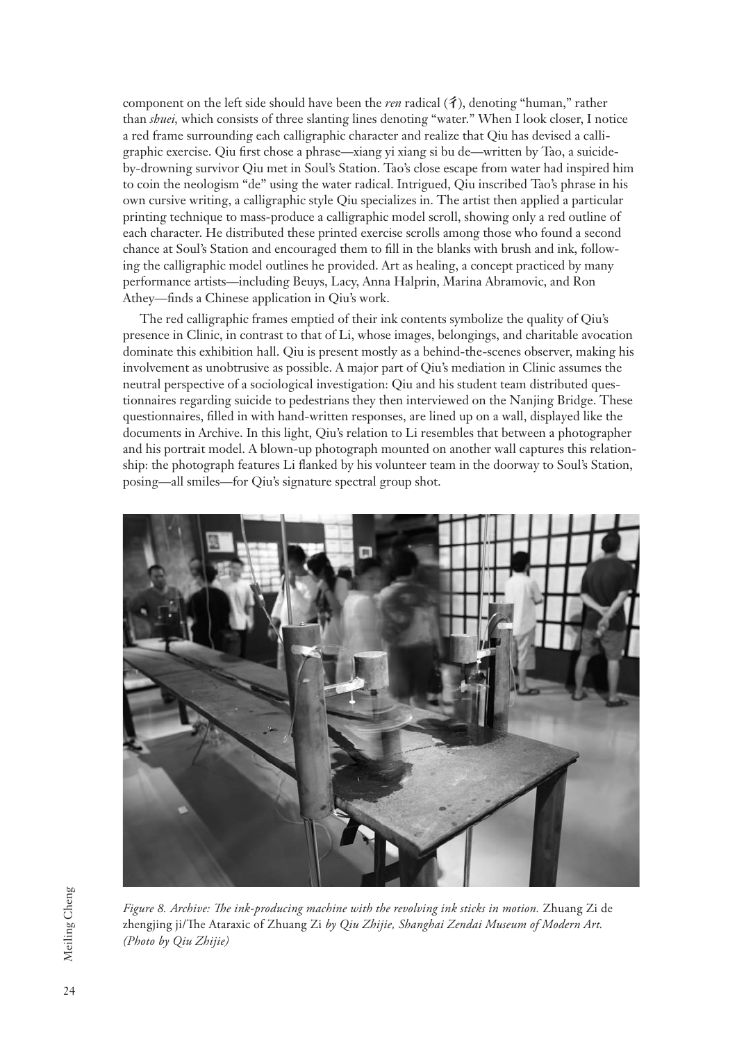component on the left side should have been the *ren* radical (彳), denoting "human," rather than *shuei*, which consists of three slanting lines denoting "water." When I look closer, I notice a red frame surrounding each calligraphic character and realize that Qiu has devised a calligraphic exercise. Qiu first chose a phrase—xiang yi xiang si bu de—written by Tao, a suicide-by-drowning survivor Qiu met in Soul's Station. Tao's close escape from water had inspired him to coin the neologism "de" using the water radical. Intrigued, Qiu inscribed Tao's phrase in his own cursive writing, a calligraphic style Qiu specializes in. The artist then applied a particular printing technique to mass-produce a calligraphic model scroll, showing only a red outline of each character. He distributed these printed exercise scrolls among those who found a second chance at Soul's Station and encouraged them to fill in the blanks with brush and ink, following the calligraphic model outlines he provided. Art as healing, a concept practiced by many performance artists—including Beuys, Lacy, Anna Halprin, Marina Abramovic, and Ron Athey—finds a Chinese application in Qiu's work.

The red calligraphic frames emptied of their ink contents symbolize the quality of Qiu's presence in Clinic, in contrast to that of Li, whose images, belongings, and charitable avocation dominate this exhibition hall. Qiu is present mostly as a behind-the-scenes observer, making his involvement as unobtrusive as possible. A major part of Qiu's mediation in Clinic assumes the neutral perspective of a sociological investigation: Qiu and his student team distributed questionnaires regarding suicide to pedestrians they then interviewed on the Nanjing Bridge. These questionnaires, filled in with hand-written responses, are lined up on a wall, displayed like the documents in Archive. In this light, Qiu's relation to Li resembles that between a photographer and his portrait model. A blown-up photograph mounted on another wall captures this relationship: the photograph features Li flanked by his volunteer team in the doorway to Soul's Station, posing—all smiles—for Qiu's signature spectral group shot.

*Figure 8. Archive: The ink-producing machine with the revolving ink sticks in motion.* Zhuang Zi de zhengjing ji/The Ataraxic of Zhuang Zi *by Qiu Zhijie, Shanghai Zendai Museum of Modern Art. (Photo by Qiu Zhijie)*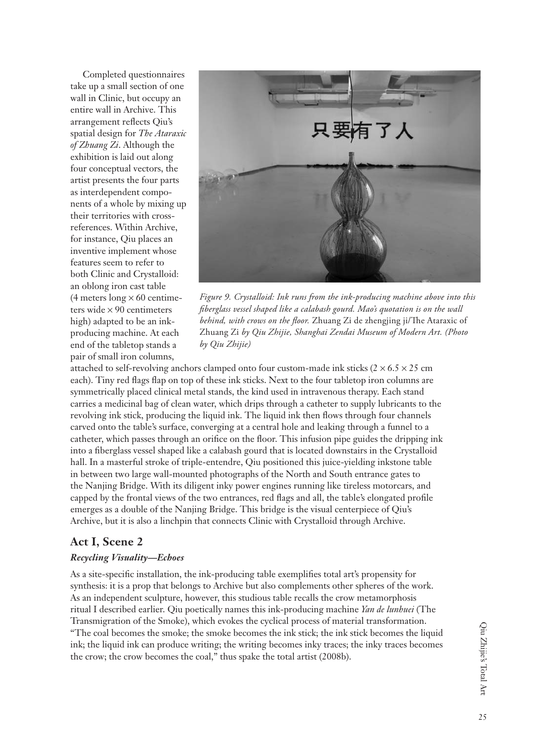Completed questionnaires take up a small section of one wall in Clinic, but occupy an entire wall in Archive. This arrangement reflects Qiu's spatial design for *The Ataraxic of Zhuang Zi*. Although the exhibition is laid out along four conceptual vectors, the artist presents the four parts as interdependent components of a whole by mixing up their territories with cross-references. Within Archive, for instance, Qiu places an inventive implement whose features seem to refer to both Clinic and Crystalloid: an oblong iron cast table (4 meters long × 60 centimeters wide × 90 centimeters high) adapted to be an ink-producing machine. At each end of the tabletop stands a pair of small iron columns, attached to self-revolving anchors clamped onto four custom-made ink sticks (2 × 6.5 × 25 cm each). Tiny red flags flap on top of these ink sticks. Next to the four tabletop iron columns are symmetrically placed clinical metal stands, the kind used in intravenous therapy. Each stand carries a medicinal bag of clean water, which drips through a catheter to supply lubricants to the revolving ink stick, producing the liquid ink. The liquid ink then flows through four channels carved onto the table's surface, converging at a central hole and leaking through a funnel to a catheter, which passes through an orifice on the floor. This infusion pipe guides the dripping ink into a fiberglass vessel shaped like a calabash gourd that is located downstairs in the Crystalloid hall. In a masterful stroke of triple-entendre, Qiu positioned this juice-yielding inkstone table in between two large wall-mounted photographs of the North and South entrance gates to the Nanjing Bridge. With its diligent inky power engines running like tireless motorcars, and capped by the frontal views of the two entrances, red flags and all, the table's elongated profile emerges as a double of the Nanjing Bridge. This bridge is the visual centerpiece of Qiu's Archive, but it is also a linchpin that connects Clinic with Crystalloid through Archive.

*Figure 9. Crystalloid: Ink runs from the ink-producing machine above into this fiberglass vessel shaped like a calabash gourd. Mao's quotation is on the wall behind, with crows on the floor.* Zhuang Zi de zhengjing ji/The Ataraxic of Zhuang Zi *by Qiu Zhijie, Shanghai Zendai Museum of Modern Art. (Photo by Qiu Zhijie)*

## Act I, Scene 2

### *Recycling Visuality—Echoes*

As a site-specific installation, the ink-producing table exemplifies total art's propensity for synthesis: it is a prop that belongs to Archive but also complements other spheres of the work. As an independent sculpture, however, this studious table recalls the crow metamorphosis ritual I described earlier. Qiu poetically names this ink-producing machine *Yan de lunhuei* (The Transmigration of the Smoke), which evokes the cyclical process of material transformation. "The coal becomes the smoke; the smoke becomes the ink stick; the ink stick becomes the liquid ink; the liquid ink can produce writing; the writing becomes inky traces; the inky traces becomes the crow; the crow becomes the coal," thus spake the total artist (2008b).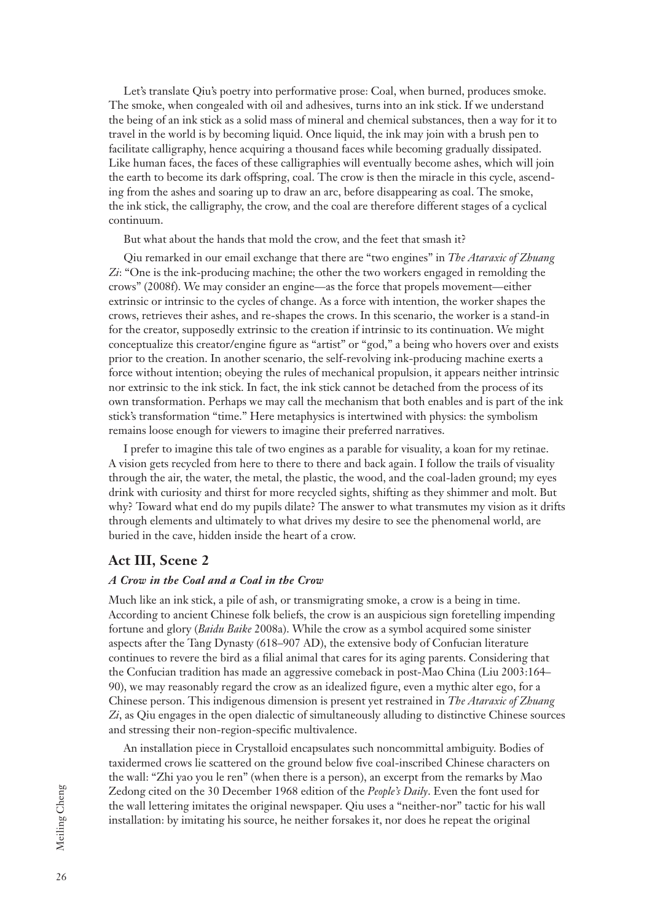Let's translate Qiu's poetry into performative prose: Coal, when burned, produces smoke. The smoke, when congealed with oil and adhesives, turns into an ink stick. If we understand the being of an ink stick as a solid mass of mineral and chemical substances, then a way for it to travel in the world is by becoming liquid. Once liquid, the ink may join with a brush pen to facilitate calligraphy, hence acquiring a thousand faces while becoming gradually dissipated. Like human faces, the faces of these calligraphies will eventually become ashes, which will join the earth to become its dark offspring, coal. The crow is then the miracle in this cycle, ascending from the ashes and soaring up to draw an arc, before disappearing as coal. The smoke, the ink stick, the calligraphy, the crow, and the coal are therefore different stages of a cyclical continuum.

But what about the hands that mold the crow, and the feet that smash it?

Qiu remarked in our email exchange that there are "two engines" in *The Ataraxic of Zhuang Zi*: "One is the ink-producing machine; the other the two workers engaged in remolding the crows" (2008f). We may consider an engine—as the force that propels movement—either extrinsic or intrinsic to the cycles of change. As a force with intention, the worker shapes the crows, retrieves their ashes, and re-shapes the crows. In this scenario, the worker is a stand-in for the creator, supposedly extrinsic to the creation if intrinsic to its continuation. We might conceptualize this creator/engine figure as "artist" or "god," a being who hovers over and exists prior to the creation. In another scenario, the self-revolving ink-producing machine exerts a force without intention; obeying the rules of mechanical propulsion, it appears neither intrinsic nor extrinsic to the ink stick. In fact, the ink stick cannot be detached from the process of its own transformation. Perhaps we may call the mechanism that both enables and is part of the ink stick's transformation "time." Here metaphysics is intertwined with physics: the symbolism remains loose enough for viewers to imagine their preferred narratives.

I prefer to imagine this tale of two engines as a parable for visuality, a koan for my retinae. A vision gets recycled from here to there to there and back again. I follow the trails of visuality through the air, the water, the metal, the plastic, the wood, and the coal-laden ground; my eyes drink with curiosity and thirst for more recycled sights, shifting as they shimmer and molt. But why? Toward what end do my pupils dilate? The answer to what transmutes my vision as it drifts through elements and ultimately to what drives my desire to see the phenomenal world, are buried in the cave, hidden inside the heart of a crow.

## Act III, Scene 2

### *A Crow in the Coal and a Coal in the Crow*

Much like an ink stick, a pile of ash, or transmigrating smoke, a crow is a being in time. According to ancient Chinese folk beliefs, the crow is an auspicious sign foretelling impending fortune and glory (*Baidu Baike* 2008a). While the crow as a symbol acquired some sinister aspects after the Tang Dynasty (618–907 AD), the extensive body of Confucian literature continues to revere the bird as a filial animal that cares for its aging parents. Considering that the Confucian tradition has made an aggressive comeback in post-Mao China (Liu 2003:164–90), we may reasonably regard the crow as an idealized figure, even a mythic alter ego, for a Chinese person. This indigenous dimension is present yet restrained in *The Ataraxic of Zhuang Zi*, as Qiu engages in the open dialectic of simultaneously alluding to distinctive Chinese sources and stressing their non-region-specific multivalence.

An installation piece in Crystalloid encapsulates such noncommittal ambiguity. Bodies of taxidermed crows lie scattered on the ground below five coal-inscribed Chinese characters on the wall: "Zhi yao you le ren" (when there is a person), an excerpt from the remarks by Mao Zedong cited on the 30 December 1968 edition of the *People's Daily*. Even the font used for the wall lettering imitates the original newspaper. Qiu uses a "neither-nor" tactic for his wall installation: by imitating his source, he neither forsakes it, nor does he repeat the original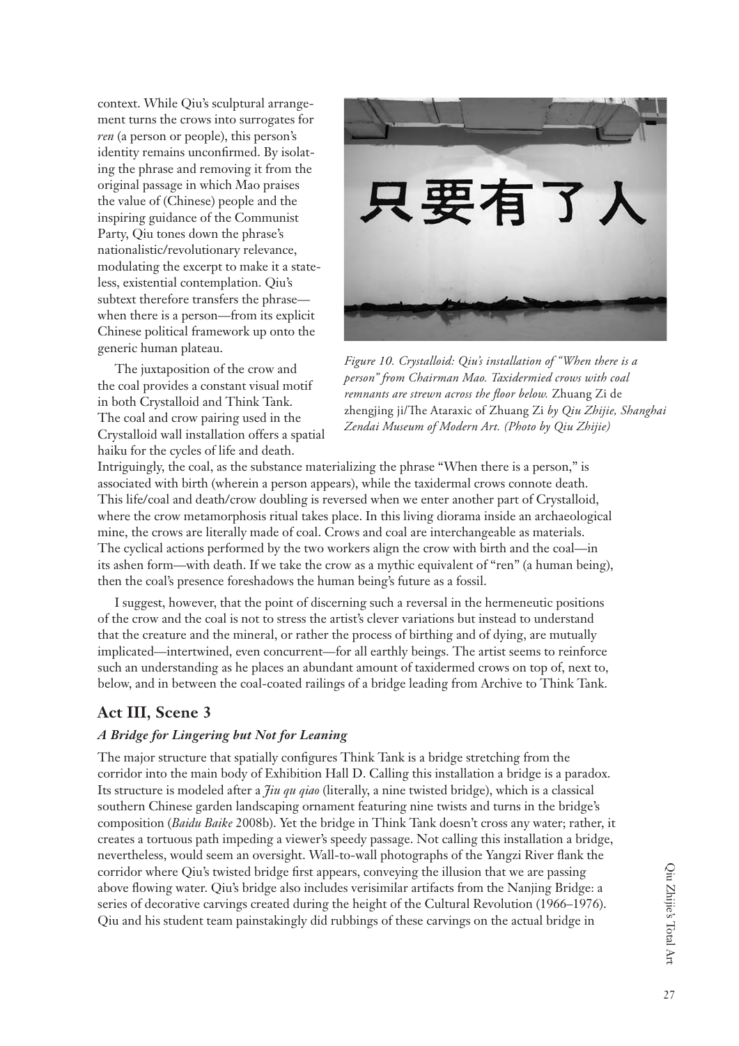context. While Qiu's sculptural arrangement turns the crows into surrogates for *ren* (a person or people), this person's identity remains unconfirmed. By isolating the phrase and removing it from the original passage in which Mao praises the value of (Chinese) people and the inspiring guidance of the Communist Party, Qiu tones down the phrase's nationalistic/revolutionary relevance, modulating the excerpt to make it a stateless, existential contemplation. Qiu's subtext therefore transfers the phrase—when there is a person—from its explicit Chinese political framework up onto the generic human plateau.

*Figure 10. Crystalloid: Qiu's installation of "When there is a person" from Chairman Mao. Taxidermied crows with coal remnants are strewn across the floor below.* Zhuang Zi de zhengjing ji/The Ataraxic of Zhuang Zi *by Qiu Zhijie, Shanghai Zendai Museum of Modern Art. (Photo by Qiu Zhijie)*

The juxtaposition of the crow and the coal provides a constant visual motif in both Crystalloid and Think Tank. The coal and crow pairing used in the Crystalloid wall installation offers a spatial haiku for the cycles of life and death. Intriguingly, the coal, as the substance materializing the phrase "When there is a person," is associated with birth (wherein a person appears), while the taxidermal crows connote death. This life/coal and death/crow doubling is reversed when we enter another part of Crystalloid, where the crow metamorphosis ritual takes place. In this living diorama inside an archaeological mine, the crows are literally made of coal. Crows and coal are interchangeable as materials. The cyclical actions performed by the two workers align the crow with birth and the coal—in its ashen form—with death. If we take the crow as a mythic equivalent of "ren" (a human being), then the coal's presence foreshadows the human being's future as a fossil.

I suggest, however, that the point of discerning such a reversal in the hermeneutic positions of the crow and the coal is not to stress the artist's clever variations but instead to understand that the creature and the mineral, or rather the process of birthing and of dying, are mutually implicated—intertwined, even concurrent—for all earthly beings. The artist seems to reinforce such an understanding as he places an abundant amount of taxidermed crows on top of, next to, below, and in between the coal-coated railings of a bridge leading from Archive to Think Tank.

## Act III, Scene 3

### *A Bridge for Lingering but Not for Leaning*

The major structure that spatially configures Think Tank is a bridge stretching from the corridor into the main body of Exhibition Hall D. Calling this installation a bridge is a paradox. Its structure is modeled after a *Jiu qu qiao* (literally, a nine twisted bridge), which is a classical southern Chinese garden landscaping ornament featuring nine twists and turns in the bridge's composition (*Baidu Baike* 2008b). Yet the bridge in Think Tank doesn't cross any water; rather, it creates a tortuous path impeding a viewer's speedy passage. Not calling this installation a bridge, nevertheless, would seem an oversight. Wall-to-wall photographs of the Yangzi River flank the corridor where Qiu's twisted bridge first appears, conveying the illusion that we are passing above flowing water. Qiu's bridge also includes verisimilar artifacts from the Nanjing Bridge: a series of decorative carvings created during the height of the Cultural Revolution (1966–1976). Qiu and his student team painstakingly did rubbings of these carvings on the actual bridge in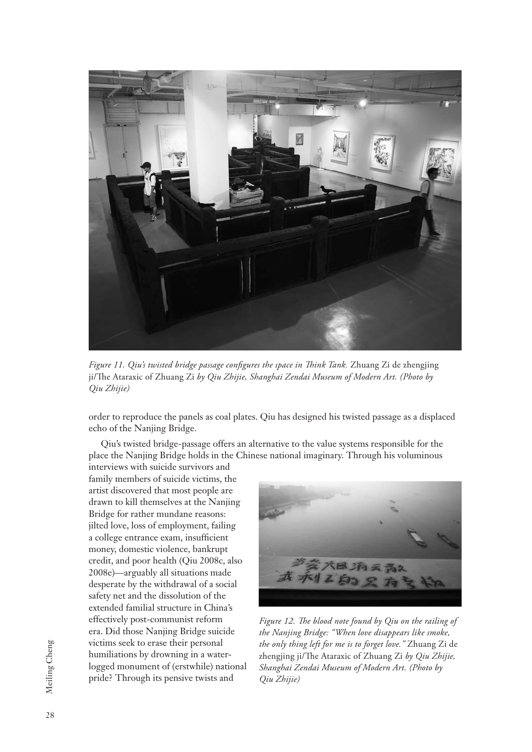*Figure 11. Qiu's twisted bridge passage configures the space in Think Tank.* Zhuang Zi de zhengjing ji/The Ataraxic of Zhuang Zi *by Qiu Zhijie, Shanghai Zendai Museum of Modern Art. (Photo by Qiu Zhijie)*

order to reproduce the panels as coal plates. Qiu has designed his twisted passage as a displaced echo of the Nanjing Bridge.

Qiu's twisted bridge-passage offers an alternative to the value systems responsible for the place the Nanjing Bridge holds in the Chinese national imaginary. Through his voluminous interviews with suicide survivors and family members of suicide victims, the artist discovered that most people are drawn to kill themselves at the Nanjing Bridge for rather mundane reasons: jilted love, loss of employment, failing a college entrance exam, insufficient money, domestic violence, bankrupt credit, and poor health (Qiu 2008c, also 2008e)—arguably all situations made desperate by the withdrawal of a social safety net and the dissolution of the extended familial structure in China's effectively post-communist reform era. Did those Nanjing Bridge suicide victims seek to erase their personal humiliations by drowning in a water-logged monument of (erstwhile) national pride? Through its pensive twists and

*Figure 12. The blood note found by Qiu on the railing of the Nanjing Bridge: "When love disappears like smoke, the only thing left for me is to forget love."* Zhuang Zi de zhengjing ji/The Ataraxic of Zhuang Zi *by Qiu Zhijie, Shanghai Zendai Museum of Modern Art. (Photo by Qiu Zhijie)*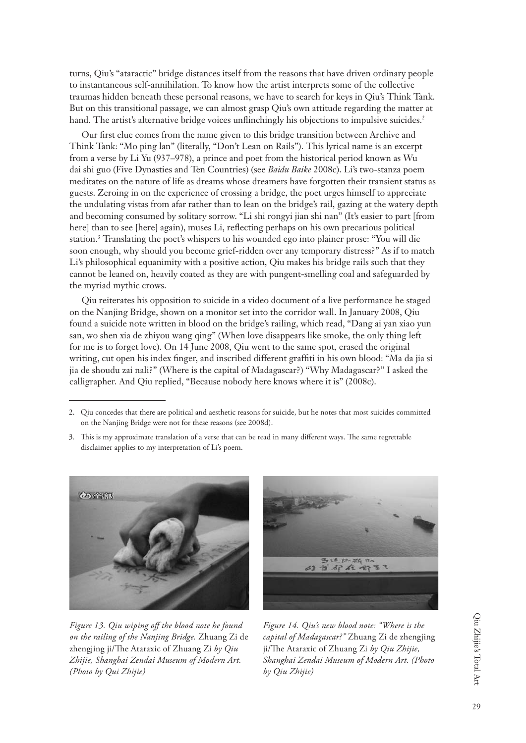turns, Qiu's "ataractic" bridge distances itself from the reasons that have driven ordinary people to instantaneous self-annihilation. To know how the artist interprets some of the collective traumas hidden beneath these personal reasons, we have to search for keys in Qiu's Think Tank. But on this transitional passage, we can almost grasp Qiu's own attitude regarding the matter at hand. The artist's alternative bridge voices unflinchingly his objections to impulsive suicides.[2]

Our first clue comes from the name given to this bridge transition between Archive and Think Tank: "Mo ping lan" (literally, "Don't Lean on Rails"). This lyrical name is an excerpt from a verse by Li Yu (937–978), a prince and poet from the historical period known as Wu dai shi guo (Five Dynasties and Ten Countries) (see *Baidu Baike* 2008c). Li's two-stanza poem meditates on the nature of life as dreams whose dreamers have forgotten their transient status as guests. Zeroing in on the experience of crossing a bridge, the poet urges himself to appreciate the undulating vistas from afar rather than to lean on the bridge's rail, gazing at the watery depth and becoming consumed by solitary sorrow. "Li shi rongyi jian shi nan" (It's easier to part [from here] than to see [here] again), muses Li, reflecting perhaps on his own precarious political station.[3] Translating the poet's whispers to his wounded ego into plainer prose: "You will die soon enough, why should you become grief-ridden over any temporary distress?" As if to match Li's philosophical equanimity with a positive action, Qiu makes his bridge rails such that they cannot be leaned on, heavily coated as they are with pungent-smelling coal and safeguarded by the myriad mythic crows.

Qiu reiterates his opposition to suicide in a video document of a live performance he staged on the Nanjing Bridge, shown on a monitor set into the corridor wall. In January 2008, Qiu found a suicide note written in blood on the bridge's railing, which read, "Dang ai yan xiao yun san, wo shen xia de zhiyou wang qing" (When love disappears like smoke, the only thing left for me is to forget love). On 14 June 2008, Qiu went to the same spot, erased the original writing, cut open his index finger, and inscribed different graffiti in his own blood: "Ma da jia si jia de shoudu zai nali?" (Where is the capital of Madagascar?) "Why Madagascar?" I asked the calligrapher. And Qiu replied, "Because nobody here knows where it is" (2008c).

2. Qiu concedes that there are political and aesthetic reasons for suicide, but he notes that most suicides committed on the Nanjing Bridge were not for these reasons (see 2008d).

3. This is my approximate translation of a verse that can be read in many different ways. The same regrettable disclaimer applies to my interpretation of Li's poem.

*Figure 13. Qiu wiping off the blood note he found on the railing of the Nanjing Bridge.* Zhuang Zi de zhengjing ji/The Ataraxic of Zhuang Zi *by Qiu Zhijie, Shanghai Zendai Museum of Modern Art. (Photo by Qui Zhijie)*

*Figure 14. Qiu's new blood note: "Where is the capital of Madagascar?"* Zhuang Zi de zhengjing ji/The Ataraxic of Zhuang Zi *by Qiu Zhijie, Shanghai Zendai Museum of Modern Art. (Photo by Qiu Zhijie)*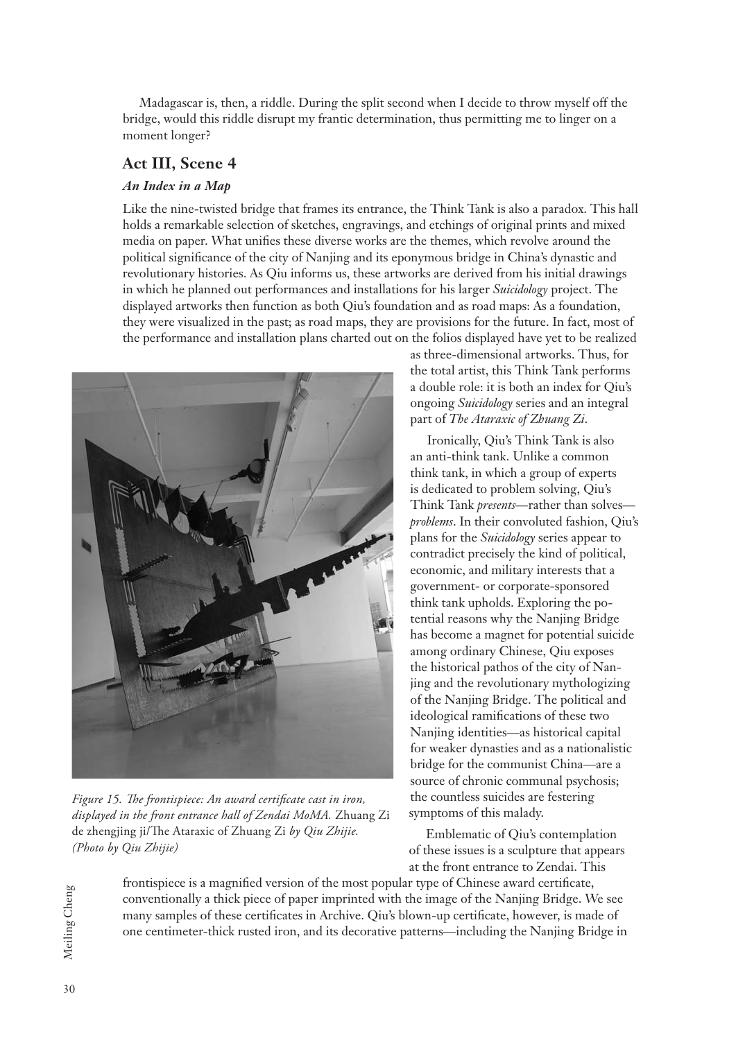Madagascar is, then, a riddle. During the split second when I decide to throw myself off the bridge, would this riddle disrupt my frantic determination, thus permitting me to linger on a moment longer?

## Act III, Scene 4

### *An Index in a Map*

Like the nine-twisted bridge that frames its entrance, the Think Tank is also a paradox. This hall holds a remarkable selection of sketches, engravings, and etchings of original prints and mixed media on paper. What unifies these diverse works are the themes, which revolve around the political significance of the city of Nanjing and its eponymous bridge in China's dynastic and revolutionary histories. As Qiu informs us, these artworks are derived from his initial drawings in which he planned out performances and installations for his larger *Suicidology* project. The displayed artworks then function as both Qiu's foundation and as road maps: As a foundation, they were visualized in the past; as road maps, they are provisions for the future. In fact, most of the performance and installation plans charted out on the folios displayed have yet to be realized as three-dimensional artworks. Thus, for the total artist, this Think Tank performs a double role: it is both an index for Qiu's ongoing *Suicidology* series and an integral part of *The Ataraxic of Zhuang Zi*.

Ironically, Qiu's Think Tank is also an anti-think tank. Unlike a common think tank, in which a group of experts is dedicated to problem solving, Qiu's Think Tank *presents*—rather than solves—*problems*. In their convoluted fashion, Qiu's plans for the *Suicidology* series appear to contradict precisely the kind of political, economic, and military interests that a government- or corporate-sponsored think tank upholds. Exploring the potential reasons why the Nanjing Bridge has become a magnet for potential suicide among ordinary Chinese, Qiu exposes the historical pathos of the city of Nanjing and the revolutionary mythologizing of the Nanjing Bridge. The political and ideological ramifications of these two Nanjing identities—as historical capital for weaker dynasties and as a nationalistic bridge for the communist China—are a source of chronic communal psychosis; the countless suicides are festering symptoms of this malady.

*Figure 15. The frontispiece: An award certificate cast in iron, displayed in the front entrance hall of Zendai MoMA.* Zhuang Zi de zhengjing ji/The Ataraxic of Zhuang Zi *by Qiu Zhijie. (Photo by Qiu Zhijie)*

Emblematic of Qiu's contemplation of these issues is a sculpture that appears at the front entrance to Zendai. This frontispiece is a magnified version of the most popular type of Chinese award certificate, conventionally a thick piece of paper imprinted with the image of the Nanjing Bridge. We see many samples of these certificates in Archive. Qiu's blown-up certificate, however, is made of one centimeter-thick rusted iron, and its decorative patterns—including the Nanjing Bridge in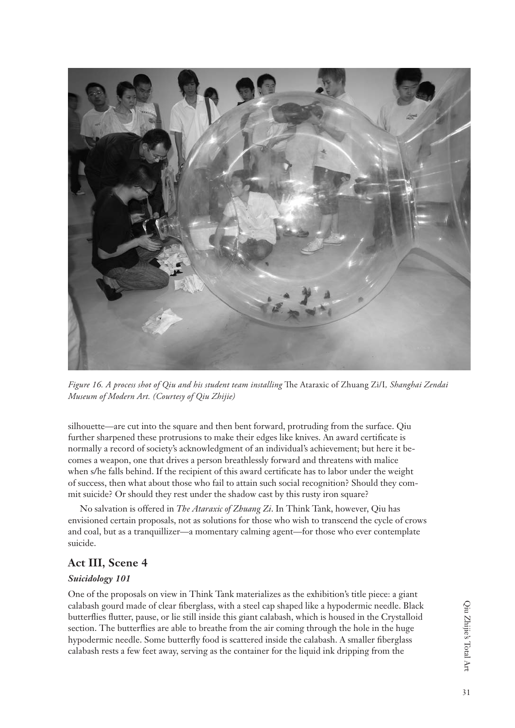*Figure 16. A process shot of Qiu and his student team installing* The Ataraxic of Zhuang Zi/I*, Shanghai Zendai Museum of Modern Art. (Courtesy of Qiu Zhijie)*

silhouette—are cut into the square and then bent forward, protruding from the surface. Qiu further sharpened these protrusions to make their edges like knives. An award certificate is normally a record of society's acknowledgment of an individual's achievement; but here it becomes a weapon, one that drives a person breathlessly forward and threatens with malice when s/he falls behind. If the recipient of this award certificate has to labor under the weight of success, then what about those who fail to attain such social recognition? Should they commit suicide? Or should they rest under the shadow cast by this rusty iron square?

No salvation is offered in *The Ataraxic of Zhuang Zi*. In Think Tank, however, Qiu has envisioned certain proposals, not as solutions for those who wish to transcend the cycle of crows and coal, but as a tranquillizer—a momentary calming agent—for those who ever contemplate suicide.

## Act III, Scene 4

### *Suicidology 101*

One of the proposals on view in Think Tank materializes as the exhibition's title piece: a giant calabash gourd made of clear fiberglass, with a steel cap shaped like a hypodermic needle. Black butterflies flutter, pause, or lie still inside this giant calabash, which is housed in the Crystalloid section. The butterflies are able to breathe from the air coming through the hole in the huge hypodermic needle. Some butterfly food is scattered inside the calabash. A smaller fiberglass calabash rests a few feet away, serving as the container for the liquid ink dripping from the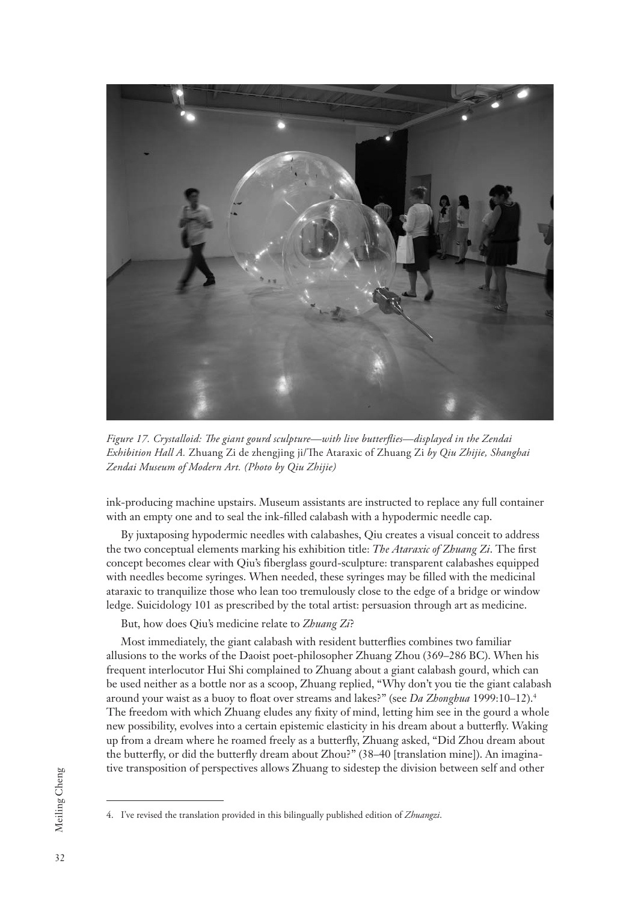*Figure 17. Crystalloid: The giant gourd sculpture—with live butterflies—displayed in the Zendai Exhibition Hall A.* Zhuang Zi de zhengjing ji/The Ataraxic of Zhuang Zi *by Qiu Zhijie, Shanghai Zendai Museum of Modern Art. (Photo by Qiu Zhijie)*

ink-producing machine upstairs. Museum assistants are instructed to replace any full container with an empty one and to seal the ink-filled calabash with a hypodermic needle cap.

By juxtaposing hypodermic needles with calabashes, Qiu creates a visual conceit to address the two conceptual elements marking his exhibition title: *The Ataraxic of Zhuang Zi*. The first concept becomes clear with Qiu's fiberglass gourd-sculpture: transparent calabashes equipped with needles become syringes. When needed, these syringes may be filled with the medicinal ataraxic to tranquilize those who lean too tremulously close to the edge of a bridge or window ledge. Suicidology 101 as prescribed by the total artist: persuasion through art as medicine.

But, how does Qiu's medicine relate to *Zhuang Zi*?

Most immediately, the giant calabash with resident butterflies combines two familiar allusions to the works of the Daoist poet-philosopher Zhuang Zhou (369–286 BC). When his frequent interlocutor Hui Shi complained to Zhuang about a giant calabash gourd, which can be used neither as a bottle nor as a scoop, Zhuang replied, "Why don't you tie the giant calabash around your waist as a buoy to float over streams and lakes?" (see *Da Zhonghua* 1999:10–12).[4] The freedom with which Zhuang eludes any fixity of mind, letting him see in the gourd a whole new possibility, evolves into a certain epistemic elasticity in his dream about a butterfly. Waking up from a dream where he roamed freely as a butterfly, Zhuang asked, "Did Zhou dream about the butterfly, or did the butterfly dream about Zhou?" (38–40 [translation mine]). An imaginative transposition of perspectives allows Zhuang to sidestep the division between self and other

4. I've revised the translation provided in this bilingually published edition of *Zhuangzi*.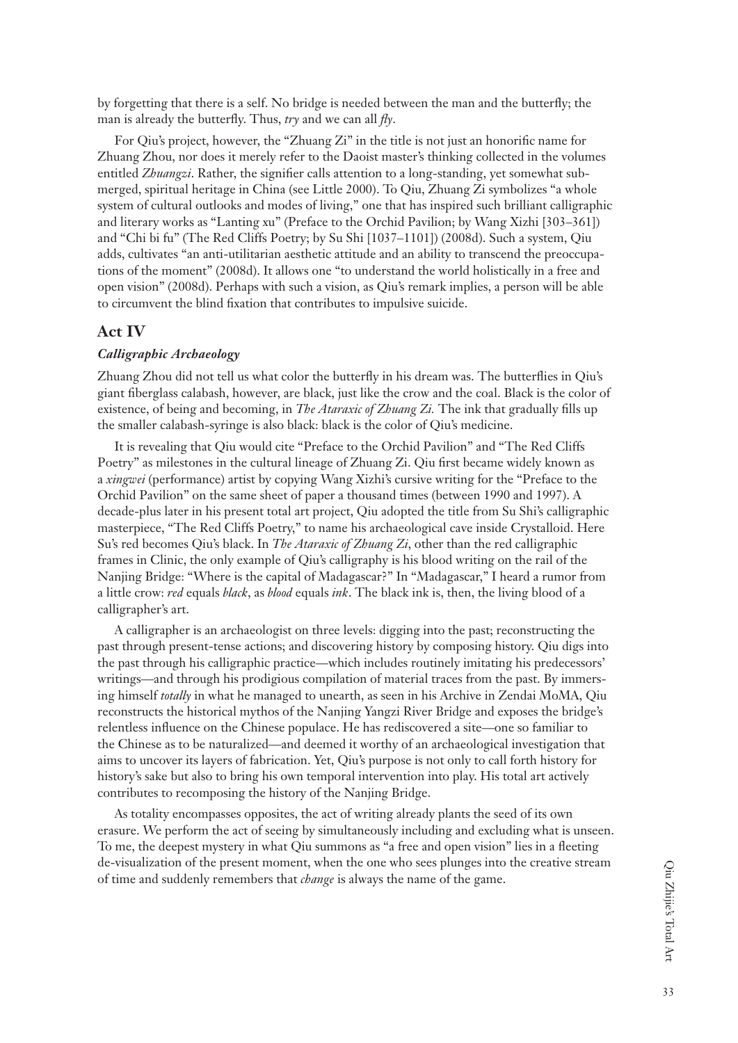by forgetting that there is a self. No bridge is needed between the man and the butterfly; the man is already the butterfly. Thus, *try* and we can all *fly*.

For Qiu's project, however, the "Zhuang Zi" in the title is not just an honorific name for Zhuang Zhou, nor does it merely refer to the Daoist master's thinking collected in the volumes entitled *Zhuangzi*. Rather, the signifier calls attention to a long-standing, yet somewhat submerged, spiritual heritage in China (see Little 2000). To Qiu, Zhuang Zi symbolizes "a whole system of cultural outlooks and modes of living," one that has inspired such brilliant calligraphic and literary works as "Lanting xu" (Preface to the Orchid Pavilion; by Wang Xizhi [303–361]) and "Chi bi fu" (The Red Cliffs Poetry; by Su Shi [1037–1101]) (2008d). Such a system, Qiu adds, cultivates "an anti-utilitarian aesthetic attitude and an ability to transcend the preoccupations of the moment" (2008d). It allows one "to understand the world holistically in a free and open vision" (2008d). Perhaps with such a vision, as Qiu's remark implies, a person will be able to circumvent the blind fixation that contributes to impulsive suicide.

## Act IV

### *Calligraphic Archaeology*

Zhuang Zhou did not tell us what color the butterfly in his dream was. The butterflies in Qiu's giant fiberglass calabash, however, are black, just like the crow and the coal. Black is the color of existence, of being and becoming, in *The Ataraxic of Zhuang Zi.* The ink that gradually fills up the smaller calabash-syringe is also black: black is the color of Qiu's medicine.

It is revealing that Qiu would cite "Preface to the Orchid Pavilion" and "The Red Cliffs Poetry" as milestones in the cultural lineage of Zhuang Zi. Qiu first became widely known as a *xingwei* (performance) artist by copying Wang Xizhi's cursive writing for the "Preface to the Orchid Pavilion" on the same sheet of paper a thousand times (between 1990 and 1997). A decade-plus later in his present total art project, Qiu adopted the title from Su Shi's calligraphic masterpiece, "The Red Cliffs Poetry," to name his archaeological cave inside Crystalloid. Here Su's red becomes Qiu's black. In *The Ataraxic of Zhuang Zi*, other than the red calligraphic frames in Clinic, the only example of Qiu's calligraphy is his blood writing on the rail of the Nanjing Bridge: "Where is the capital of Madagascar?" In "Madagascar," I heard a rumor from a little crow: *red* equals *black*, as *blood* equals *ink*. The black ink is, then, the living blood of a calligrapher's art.

A calligrapher is an archaeologist on three levels: digging into the past; reconstructing the past through present-tense actions; and discovering history by composing history. Qiu digs into the past through his calligraphic practice—which includes routinely imitating his predecessors' writings—and through his prodigious compilation of material traces from the past. By immersing himself *totally* in what he managed to unearth, as seen in his Archive in Zendai MoMA, Qiu reconstructs the historical mythos of the Nanjing Yangzi River Bridge and exposes the bridge's relentless influence on the Chinese populace. He has rediscovered a site—one so familiar to the Chinese as to be naturalized—and deemed it worthy of an archaeological investigation that aims to uncover its layers of fabrication. Yet, Qiu's purpose is not only to call forth history for history's sake but also to bring his own temporal intervention into play. His total art actively contributes to recomposing the history of the Nanjing Bridge.

As totality encompasses opposites, the act of writing already plants the seed of its own erasure. We perform the act of seeing by simultaneously including and excluding what is unseen. To me, the deepest mystery in what Qiu summons as "a free and open vision" lies in a fleeting de-visualization of the present moment, when the one who sees plunges into the creative stream of time and suddenly remembers that *change* is always the name of the game.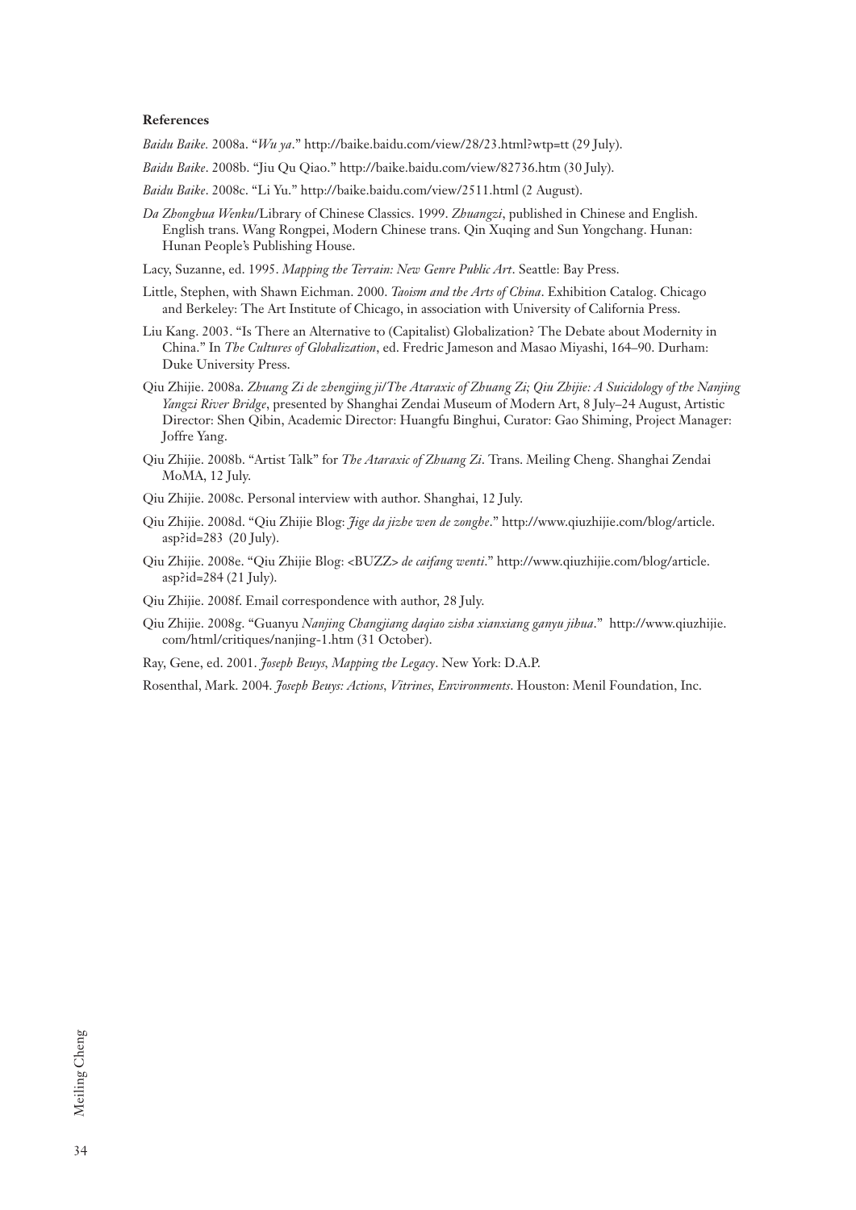**References**

*Baidu Baike*. 2008a. "*Wu ya*." http://baike.baidu.com/view/28/23.html?wtp=tt (29 July).

*Baidu Baike*. 2008b. "Jiu Qu Qiao." http://baike.baidu.com/view/82736.htm (30 July).

*Baidu Baike*. 2008c. "Li Yu." http://baike.baidu.com/view/2511.html (2 August).

*Da Zhonghua Wenku*/Library of Chinese Classics. 1999. *Zhuangzi*, published in Chinese and English. English trans. Wang Rongpei, Modern Chinese trans. Qin Xuqing and Sun Yongchang. Hunan: Hunan People's Publishing House.

Lacy, Suzanne, ed. 1995. *Mapping the Terrain: New Genre Public Art*. Seattle: Bay Press.

Little, Stephen, with Shawn Eichman. 2000. *Taoism and the Arts of China*. Exhibition Catalog. Chicago and Berkeley: The Art Institute of Chicago, in association with University of California Press.

Liu Kang. 2003. "Is There an Alternative to (Capitalist) Globalization? The Debate about Modernity in China." In *The Cultures of Globalization*, ed. Fredric Jameson and Masao Miyashi, 164–90. Durham: Duke University Press.

Qiu Zhijie. 2008a. *Zhuang Zi de zhengjing ji/The Ataraxic of Zhuang Zi; Qiu Zhijie: A Suicidology of the Nanjing Yangzi River Bridge*, presented by Shanghai Zendai Museum of Modern Art, 8 July–24 August, Artistic Director: Shen Qibin, Academic Director: Huangfu Binghui, Curator: Gao Shiming, Project Manager: Joffre Yang.

Qiu Zhijie. 2008b. "Artist Talk" for *The Ataraxic of Zhuang Zi*. Trans. Meiling Cheng. Shanghai Zendai MoMA, 12 July.

Qiu Zhijie. 2008c. Personal interview with author. Shanghai, 12 July.

Qiu Zhijie. 2008d. "Qiu Zhijie Blog: *Jige da jizhe wen de zonghe*." http://www.qiuzhijie.com/blog/article.asp?id=283 (20 July).

Qiu Zhijie. 2008e. "Qiu Zhijie Blog: <BUZZ> *de caifang wenti*." http://www.qiuzhijie.com/blog/article.asp?id=284 (21 July).

Qiu Zhijie. 2008f. Email correspondence with author, 28 July.

Qiu Zhijie. 2008g. "Guanyu *Nanjing Changjiang daqiao zisha xianxiang ganyu jihua*." http://www.qiuzhijie.com/html/critiques/nanjing-1.htm (31 October).

Ray, Gene, ed. 2001. *Joseph Beuys, Mapping the Legacy*. New York: D.A.P.

Rosenthal, Mark. 2004. *Joseph Beuys: Actions, Vitrines, Environments*. Houston: Menil Foundation, Inc.